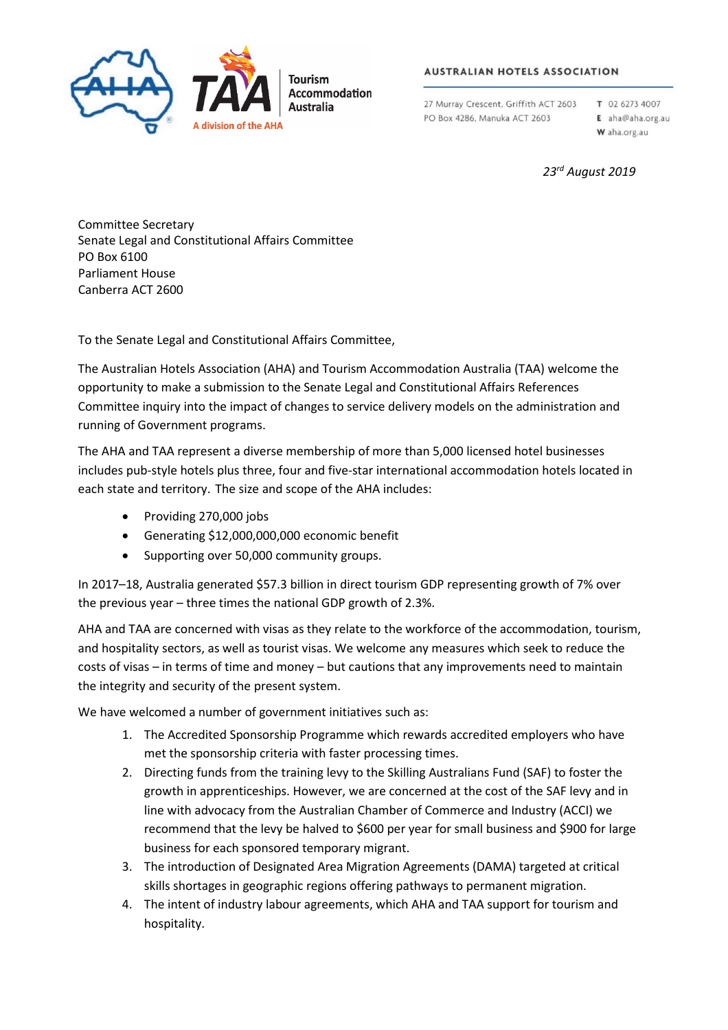Tourism Accommodation Australia

A division of the AHA

**AUSTRALIAN HOTELS ASSOCIATION**

27 Murray Crescent, Griffith ACT 2603
PO Box 4286, Manuka ACT 2603

**T** 02 6273 4007
**E** aha@aha.org.au
**W** aha.org.au

*23rd August 2019*

Committee Secretary
Senate Legal and Constitutional Affairs Committee
PO Box 6100
Parliament House
Canberra ACT 2600

To the Senate Legal and Constitutional Affairs Committee,

The Australian Hotels Association (AHA) and Tourism Accommodation Australia (TAA) welcome the opportunity to make a submission to the Senate Legal and Constitutional Affairs References Committee inquiry into the impact of changes to service delivery models on the administration and running of Government programs.

The AHA and TAA represent a diverse membership of more than 5,000 licensed hotel businesses includes pub-style hotels plus three, four and five-star international accommodation hotels located in each state and territory. The size and scope of the AHA includes:

- Providing 270,000 jobs
- Generating $12,000,000,000 economic benefit
- Supporting over 50,000 community groups.

In 2017–18, Australia generated $57.3 billion in direct tourism GDP representing growth of 7% over the previous year – three times the national GDP growth of 2.3%.

AHA and TAA are concerned with visas as they relate to the workforce of the accommodation, tourism, and hospitality sectors, as well as tourist visas. We welcome any measures which seek to reduce the costs of visas – in terms of time and money – but cautions that any improvements need to maintain the integrity and security of the present system.

We have welcomed a number of government initiatives such as:

1. The Accredited Sponsorship Programme which rewards accredited employers who have met the sponsorship criteria with faster processing times.
2. Directing funds from the training levy to the Skilling Australians Fund (SAF) to foster the growth in apprenticeships. However, we are concerned at the cost of the SAF levy and in line with advocacy from the Australian Chamber of Commerce and Industry (ACCI) we recommend that the levy be halved to $600 per year for small business and $900 for large business for each sponsored temporary migrant.
3. The introduction of Designated Area Migration Agreements (DAMA) targeted at critical skills shortages in geographic regions offering pathways to permanent migration.
4. The intent of industry labour agreements, which AHA and TAA support for tourism and hospitality.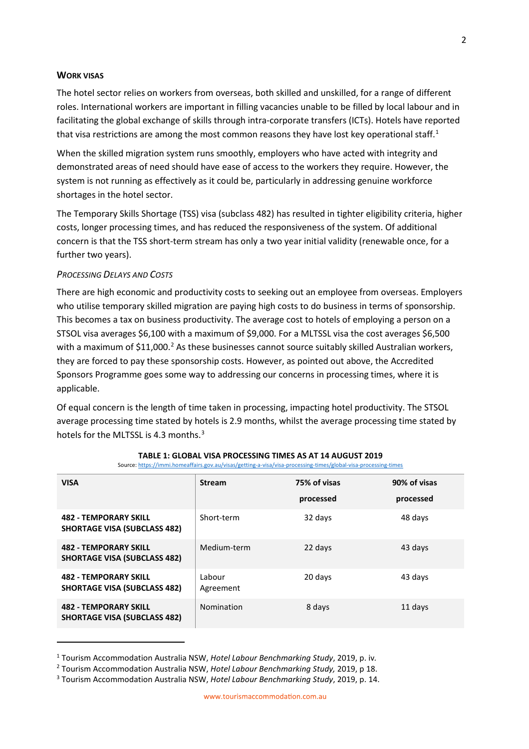## Work visas

The hotel sector relies on workers from overseas, both skilled and unskilled, for a range of different roles. International workers are important in filling vacancies unable to be filled by local labour and in facilitating the global exchange of skills through intra-corporate transfers (ICTs). Hotels have reported that visa restrictions are among the most common reasons they have lost key operational staff.[1]

When the skilled migration system runs smoothly, employers who have acted with integrity and demonstrated areas of need should have ease of access to the workers they require. However, the system is not running as effectively as it could be, particularly in addressing genuine workforce shortages in the hotel sector.

The Temporary Skills Shortage (TSS) visa (subclass 482) has resulted in tighter eligibility criteria, higher costs, longer processing times, and has reduced the responsiveness of the system. Of additional concern is that the TSS short-term stream has only a two year initial validity (renewable once, for a further two years).

### *Processing Delays and Costs*

There are high economic and productivity costs to seeking out an employee from overseas. Employers who utilise temporary skilled migration are paying high costs to do business in terms of sponsorship. This becomes a tax on business productivity. The average cost to hotels of employing a person on a STSOL visa averages $6,100 with a maximum of $9,000. For a MLTSSL visa the cost averages $6,500 with a maximum of $11,000.[2] As these businesses cannot source suitably skilled Australian workers, they are forced to pay these sponsorship costs. However, as pointed out above, the Accredited Sponsors Programme goes some way to addressing our concerns in processing times, where it is applicable.

Of equal concern is the length of time taken in processing, impacting hotel productivity. The STSOL average processing time stated by hotels is 2.9 months, whilst the average processing time stated by hotels for the MLTSSL is 4.3 months.[3]

**TABLE 1: GLOBAL VISA PROCESSING TIMES AS AT 14 AUGUST 2019**

Source: https://immi.homeaffairs.gov.au/visas/getting-a-visa/visa-processing-times/global-visa-processing-times

| VISA | Stream | 75% of visas processed | 90% of visas processed |
|---|---|---|---|
| **482 - TEMPORARY SKILL SHORTAGE VISA (SUBCLASS 482)** | Short-term | 32 days | 48 days |
| **482 - TEMPORARY SKILL SHORTAGE VISA (SUBCLASS 482)** | Medium-term | 22 days | 43 days |
| **482 - TEMPORARY SKILL SHORTAGE VISA (SUBCLASS 482)** | Labour Agreement | 20 days | 43 days |
| **482 - TEMPORARY SKILL SHORTAGE VISA (SUBCLASS 482)** | Nomination | 8 days | 11 days |

---

[1] Tourism Accommodation Australia NSW, *Hotel Labour Benchmarking Study*, 2019, p. iv.

[2] Tourism Accommodation Australia NSW, *Hotel Labour Benchmarking Study,* 2019, p 18.

[3] Tourism Accommodation Australia NSW, *Hotel Labour Benchmarking Study*, 2019, p. 14.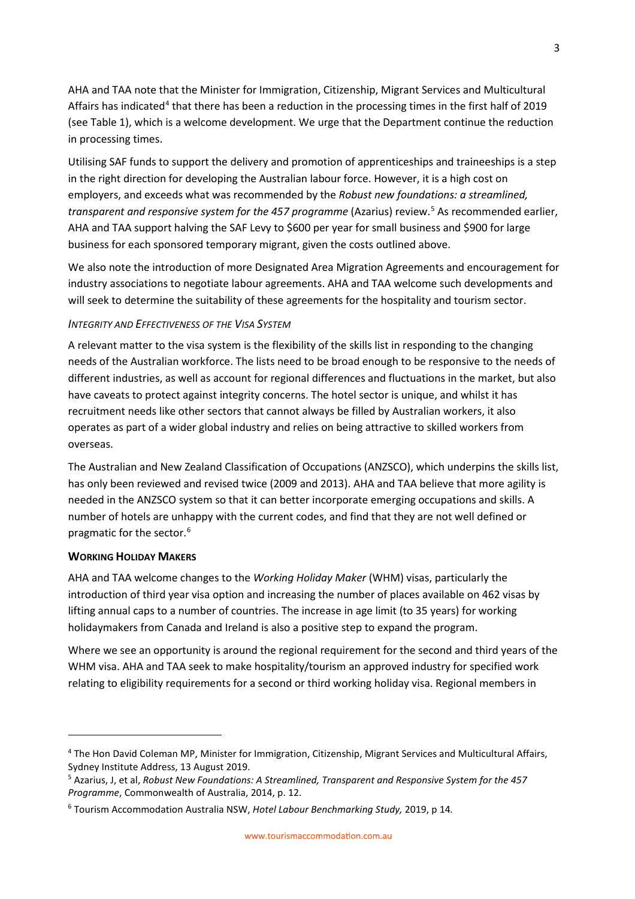AHA and TAA note that the Minister for Immigration, Citizenship, Migrant Services and Multicultural Affairs has indicated[4] that there has been a reduction in the processing times in the first half of 2019 (see Table 1), which is a welcome development. We urge that the Department continue the reduction in processing times.

Utilising SAF funds to support the delivery and promotion of apprenticeships and traineeships is a step in the right direction for developing the Australian labour force. However, it is a high cost on employers, and exceeds what was recommended by the *Robust new foundations: a streamlined, transparent and responsive system for the 457 programme* (Azarius) review.[5] As recommended earlier, AHA and TAA support halving the SAF Levy to $600 per year for small business and $900 for large business for each sponsored temporary migrant, given the costs outlined above.

We also note the introduction of more Designated Area Migration Agreements and encouragement for industry associations to negotiate labour agreements. AHA and TAA welcome such developments and will seek to determine the suitability of these agreements for the hospitality and tourism sector.

*INTEGRITY AND EFFECTIVENESS OF THE VISA SYSTEM*

A relevant matter to the visa system is the flexibility of the skills list in responding to the changing needs of the Australian workforce. The lists need to be broad enough to be responsive to the needs of different industries, as well as account for regional differences and fluctuations in the market, but also have caveats to protect against integrity concerns. The hotel sector is unique, and whilst it has recruitment needs like other sectors that cannot always be filled by Australian workers, it also operates as part of a wider global industry and relies on being attractive to skilled workers from overseas.

The Australian and New Zealand Classification of Occupations (ANZSCO), which underpins the skills list, has only been reviewed and revised twice (2009 and 2013). AHA and TAA believe that more agility is needed in the ANZSCO system so that it can better incorporate emerging occupations and skills. A number of hotels are unhappy with the current codes, and find that they are not well defined or pragmatic for the sector.[6]

**WORKING HOLIDAY MAKERS**

AHA and TAA welcome changes to the *Working Holiday Maker* (WHM) visas, particularly the introduction of third year visa option and increasing the number of places available on 462 visas by lifting annual caps to a number of countries. The increase in age limit (to 35 years) for working holidaymakers from Canada and Ireland is also a positive step to expand the program.

Where we see an opportunity is around the regional requirement for the second and third years of the WHM visa. AHA and TAA seek to make hospitality/tourism an approved industry for specified work relating to eligibility requirements for a second or third working holiday visa. Regional members in

---

[4] The Hon David Coleman MP, Minister for Immigration, Citizenship, Migrant Services and Multicultural Affairs, Sydney Institute Address, 13 August 2019.

[5] Azarius, J, et al, *Robust New Foundations: A Streamlined, Transparent and Responsive System for the 457 Programme*, Commonwealth of Australia, 2014, p. 12.

[6] Tourism Accommodation Australia NSW, *Hotel Labour Benchmarking Study,* 2019, p 14.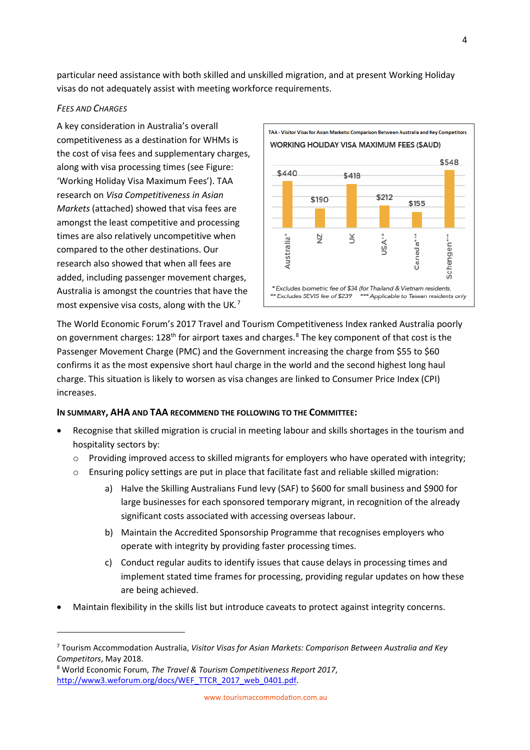particular need assistance with both skilled and unskilled migration, and at present Working Holiday visas do not adequately assist with meeting workforce requirements.

*FEES AND CHARGES*

A key consideration in Australia's overall competitiveness as a destination for WHMs is the cost of visa fees and supplementary charges, along with visa processing times (see Figure: 'Working Holiday Visa Maximum Fees'). TAA research on *Visa Competitiveness in Asian Markets* (attached) showed that visa fees are amongst the least competitive and processing times are also relatively uncompetitive when compared to the other destinations. Our research also showed that when all fees are added, including passenger movement charges, Australia is amongst the countries that have the most expensive visa costs, along with the UK.[7]

TAA - Visitor Visas for Asian Markets: Comparison Between Australia and Key Competitors

WORKING HOLIDAY VISA MAXIMUM FEES ($AUD)

| Country | Fee |
| --- | --- |
| Australia* | $440 |
| NZ | $190 |
| UK | $418 |
| USA** | $212 |
| Canada*** | $155 |
| Schengen*** | $548 |

\* Excludes biometric fee of $34 (for Thailand & Vietnam residents.
** Excludes SEVIS fee of $239 *** Applicable to Taiwan residents only

The World Economic Forum's 2017 Travel and Tourism Competitiveness Index ranked Australia poorly on government charges: 128th for airport taxes and charges.[8] The key component of that cost is the Passenger Movement Charge (PMC) and the Government increasing the charge from $55 to $60 confirms it as the most expensive short haul charge in the world and the second highest long haul charge. This situation is likely to worsen as visa changes are linked to Consumer Price Index (CPI) increases.

**IN SUMMARY, AHA AND TAA RECOMMEND THE FOLLOWING TO THE COMMITTEE:**

- Recognise that skilled migration is crucial in meeting labour and skills shortages in the tourism and hospitality sectors by:
  - Providing improved access to skilled migrants for employers who have operated with integrity;
  - Ensuring policy settings are put in place that facilitate fast and reliable skilled migration:
    a) Halve the Skilling Australians Fund levy (SAF) to $600 for small business and $900 for large businesses for each sponsored temporary migrant, in recognition of the already significant costs associated with accessing overseas labour.
    b) Maintain the Accredited Sponsorship Programme that recognises employers who operate with integrity by providing faster processing times.
    c) Conduct regular audits to identify issues that cause delays in processing times and implement stated time frames for processing, providing regular updates on how these are being achieved.
- Maintain flexibility in the skills list but introduce caveats to protect against integrity concerns.

---

[7] Tourism Accommodation Australia, *Visitor Visas for Asian Markets: Comparison Between Australia and Key Competitors*, May 2018.

[8] World Economic Forum, *The Travel & Tourism Competitiveness Report 2017*, http://www3.weforum.org/docs/WEF_TTCR_2017_web_0401.pdf.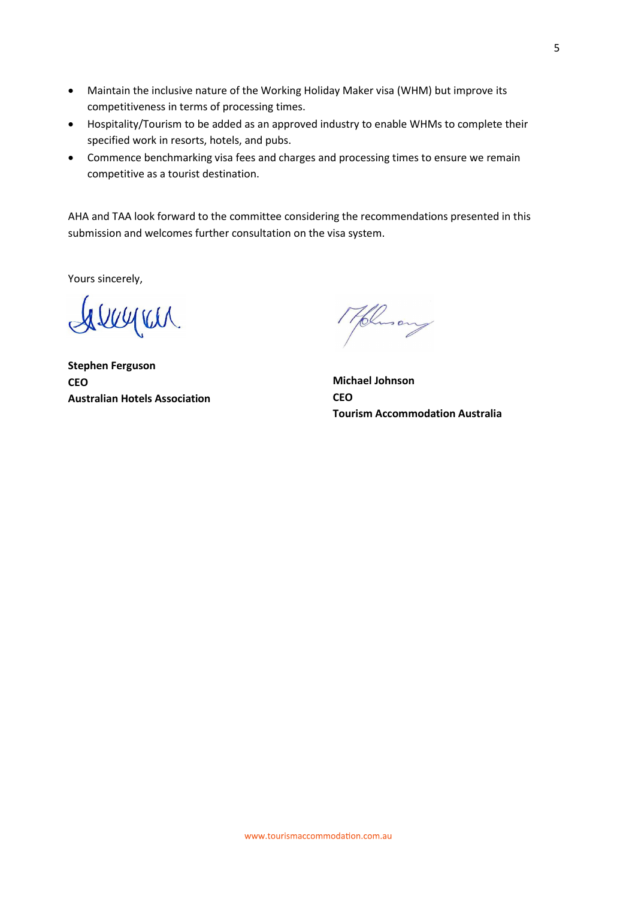- Maintain the inclusive nature of the Working Holiday Maker visa (WHM) but improve its competitiveness in terms of processing times.
- Hospitality/Tourism to be added as an approved industry to enable WHMs to complete their specified work in resorts, hotels, and pubs.
- Commence benchmarking visa fees and charges and processing times to ensure we remain competitive as a tourist destination.

AHA and TAA look forward to the committee considering the recommendations presented in this submission and welcomes further consultation on the visa system.

Yours sincerely,

**Stephen Ferguson**
**CEO**
**Australian Hotels Association**

**Michael Johnson**
**CEO**
**Tourism Accommodation Australia**

www.tourismaccommodation.com.au